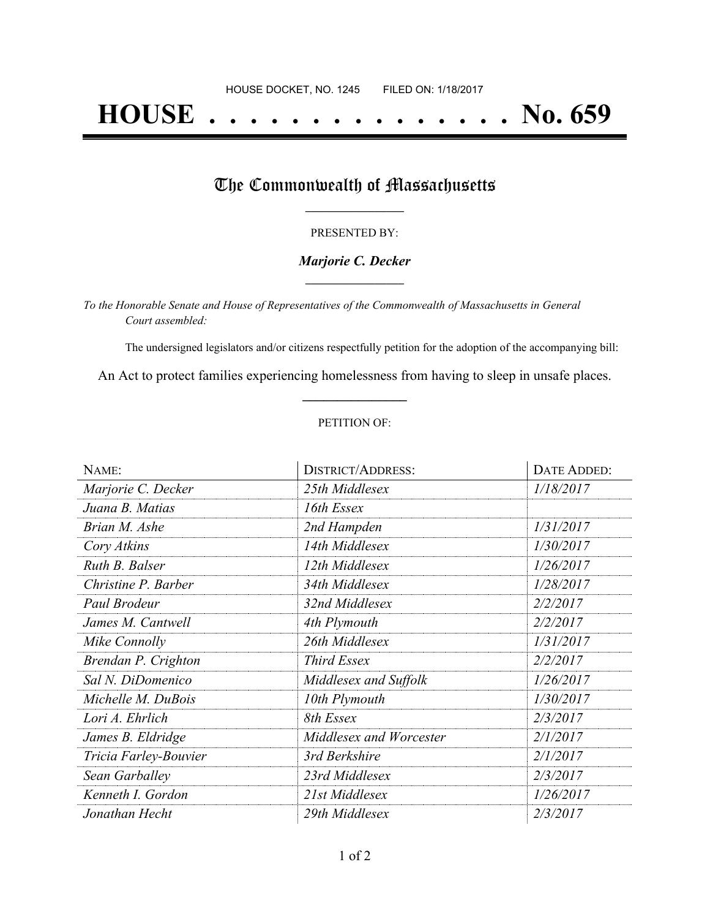HOUSE DOCKET, NO. 1245        FILED ON: 1/18/2017

# HOUSE . . . . . . . . . . . . . . . No. 659

## The Commonwealth of Massachusetts

PRESENTED BY:

***Marjorie C. Decker***

*To the Honorable Senate and House of Representatives of the Commonwealth of Massachusetts in General Court assembled:*

The undersigned legislators and/or citizens respectfully petition for the adoption of the accompanying bill:

An Act to protect families experiencing homelessness from having to sleep in unsafe places.

PETITION OF:

| NAME: | DISTRICT/ADDRESS: | DATE ADDED: |
|---|---|---|
| *Marjorie C. Decker* | *25th Middlesex* | *1/18/2017* |
| *Juana B. Matias* | *16th Essex* | |
| *Brian M. Ashe* | *2nd Hampden* | *1/31/2017* |
| *Cory Atkins* | *14th Middlesex* | *1/30/2017* |
| *Ruth B. Balser* | *12th Middlesex* | *1/26/2017* |
| *Christine P. Barber* | *34th Middlesex* | *1/28/2017* |
| *Paul Brodeur* | *32nd Middlesex* | *2/2/2017* |
| *James M. Cantwell* | *4th Plymouth* | *2/2/2017* |
| *Mike Connolly* | *26th Middlesex* | *1/31/2017* |
| *Brendan P. Crighton* | *Third Essex* | *2/2/2017* |
| *Sal N. DiDomenico* | *Middlesex and Suffolk* | *1/26/2017* |
| *Michelle M. DuBois* | *10th Plymouth* | *1/30/2017* |
| *Lori A. Ehrlich* | *8th Essex* | *2/3/2017* |
| *James B. Eldridge* | *Middlesex and Worcester* | *2/1/2017* |
| *Tricia Farley-Bouvier* | *3rd Berkshire* | *2/1/2017* |
| *Sean Garballey* | *23rd Middlesex* | *2/3/2017* |
| *Kenneth I. Gordon* | *21st Middlesex* | *1/26/2017* |
| *Jonathan Hecht* | *29th Middlesex* | *2/3/2017* |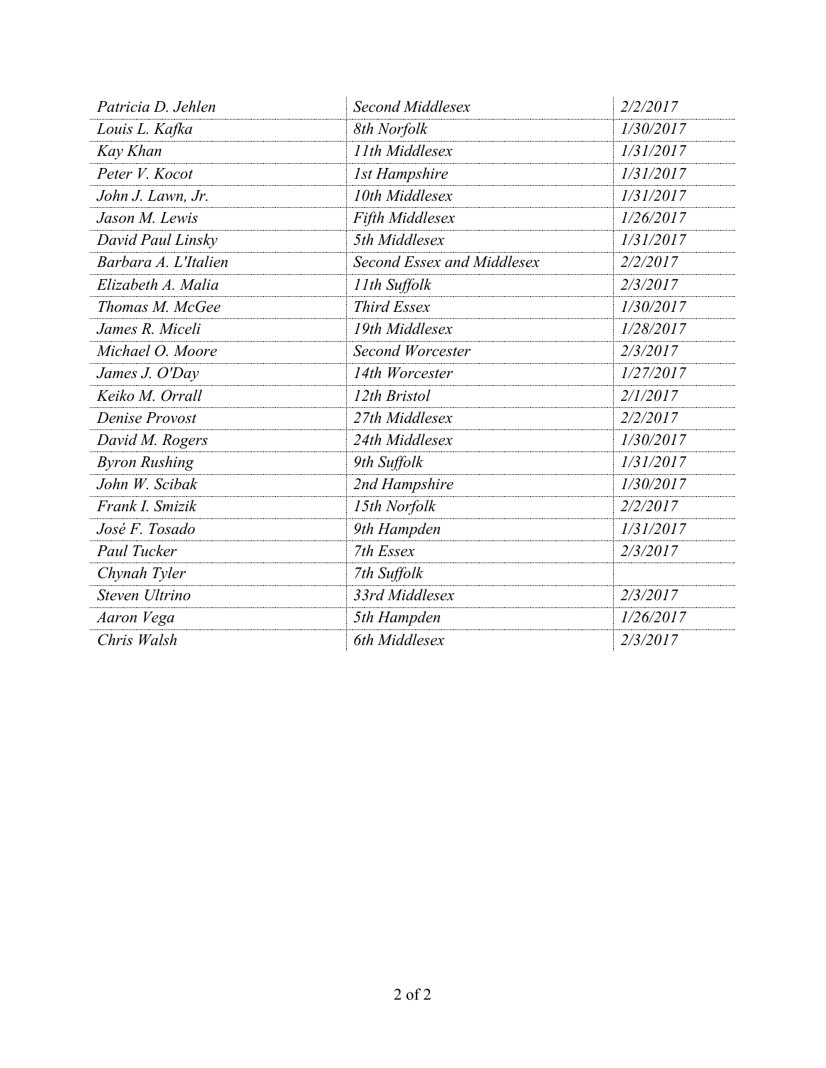| | | |
|---|---|---|
| *Patricia D. Jehlen* | *Second Middlesex* | *2/2/2017* |
| *Louis L. Kafka* | *8th Norfolk* | *1/30/2017* |
| *Kay Khan* | *11th Middlesex* | *1/31/2017* |
| *Peter V. Kocot* | *1st Hampshire* | *1/31/2017* |
| *John J. Lawn, Jr.* | *10th Middlesex* | *1/31/2017* |
| *Jason M. Lewis* | *Fifth Middlesex* | *1/26/2017* |
| *David Paul Linsky* | *5th Middlesex* | *1/31/2017* |
| *Barbara A. L'Italien* | *Second Essex and Middlesex* | *2/2/2017* |
| *Elizabeth A. Malia* | *11th Suffolk* | *2/3/2017* |
| *Thomas M. McGee* | *Third Essex* | *1/30/2017* |
| *James R. Miceli* | *19th Middlesex* | *1/28/2017* |
| *Michael O. Moore* | *Second Worcester* | *2/3/2017* |
| *James J. O'Day* | *14th Worcester* | *1/27/2017* |
| *Keiko M. Orrall* | *12th Bristol* | *2/1/2017* |
| *Denise Provost* | *27th Middlesex* | *2/2/2017* |
| *David M. Rogers* | *24th Middlesex* | *1/30/2017* |
| *Byron Rushing* | *9th Suffolk* | *1/31/2017* |
| *John W. Scibak* | *2nd Hampshire* | *1/30/2017* |
| *Frank I. Smizik* | *15th Norfolk* | *2/2/2017* |
| *José F. Tosado* | *9th Hampden* | *1/31/2017* |
| *Paul Tucker* | *7th Essex* | *2/3/2017* |
| *Chynah Tyler* | *7th Suffolk* | |
| *Steven Ultrino* | *33rd Middlesex* | *2/3/2017* |
| *Aaron Vega* | *5th Hampden* | *1/26/2017* |
| *Chris Walsh* | *6th Middlesex* | *2/3/2017* |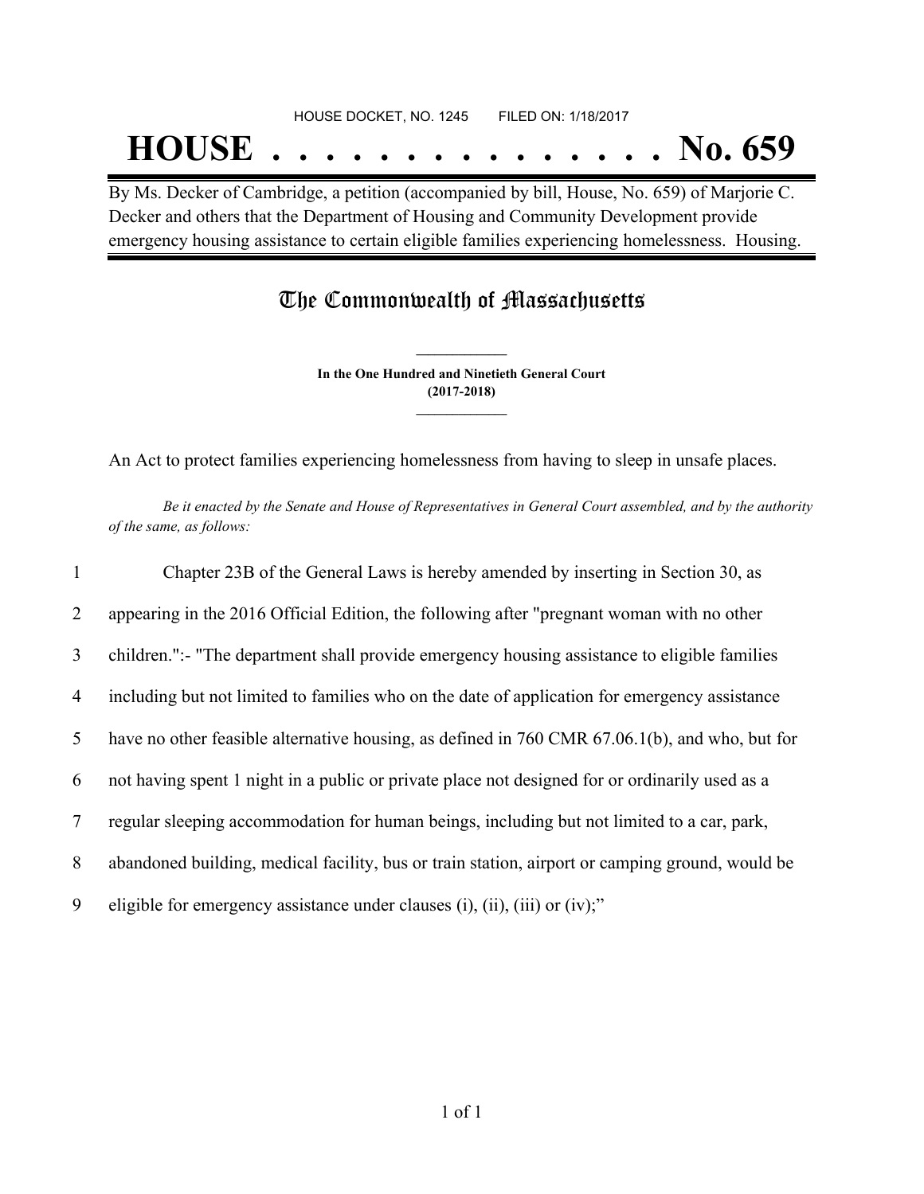HOUSE DOCKET, NO. 1245        FILED ON: 1/18/2017

# HOUSE . . . . . . . . . . . . . . . No. 659

By Ms. Decker of Cambridge, a petition (accompanied by bill, House, No. 659) of Marjorie C. Decker and others that the Department of Housing and Community Development provide emergency housing assistance to certain eligible families experiencing homelessness. Housing.

## The Commonwealth of Massachusetts

**In the One Hundred and Ninetieth General Court**
**(2017-2018)**

An Act to protect families experiencing homelessness from having to sleep in unsafe places.

*Be it enacted by the Senate and House of Representatives in General Court assembled, and by the authority of the same, as follows:*

1 Chapter 23B of the General Laws is hereby amended by inserting in Section 30, as
2 appearing in the 2016 Official Edition, the following after "pregnant woman with no other
3 children.":- "The department shall provide emergency housing assistance to eligible families
4 including but not limited to families who on the date of application for emergency assistance
5 have no other feasible alternative housing, as defined in 760 CMR 67.06.1(b), and who, but for
6 not having spent 1 night in a public or private place not designed for or ordinarily used as a
7 regular sleeping accommodation for human beings, including but not limited to a car, park,
8 abandoned building, medical facility, bus or train station, airport or camping ground, would be
9 eligible for emergency assistance under clauses (i), (ii), (iii) or (iv);"